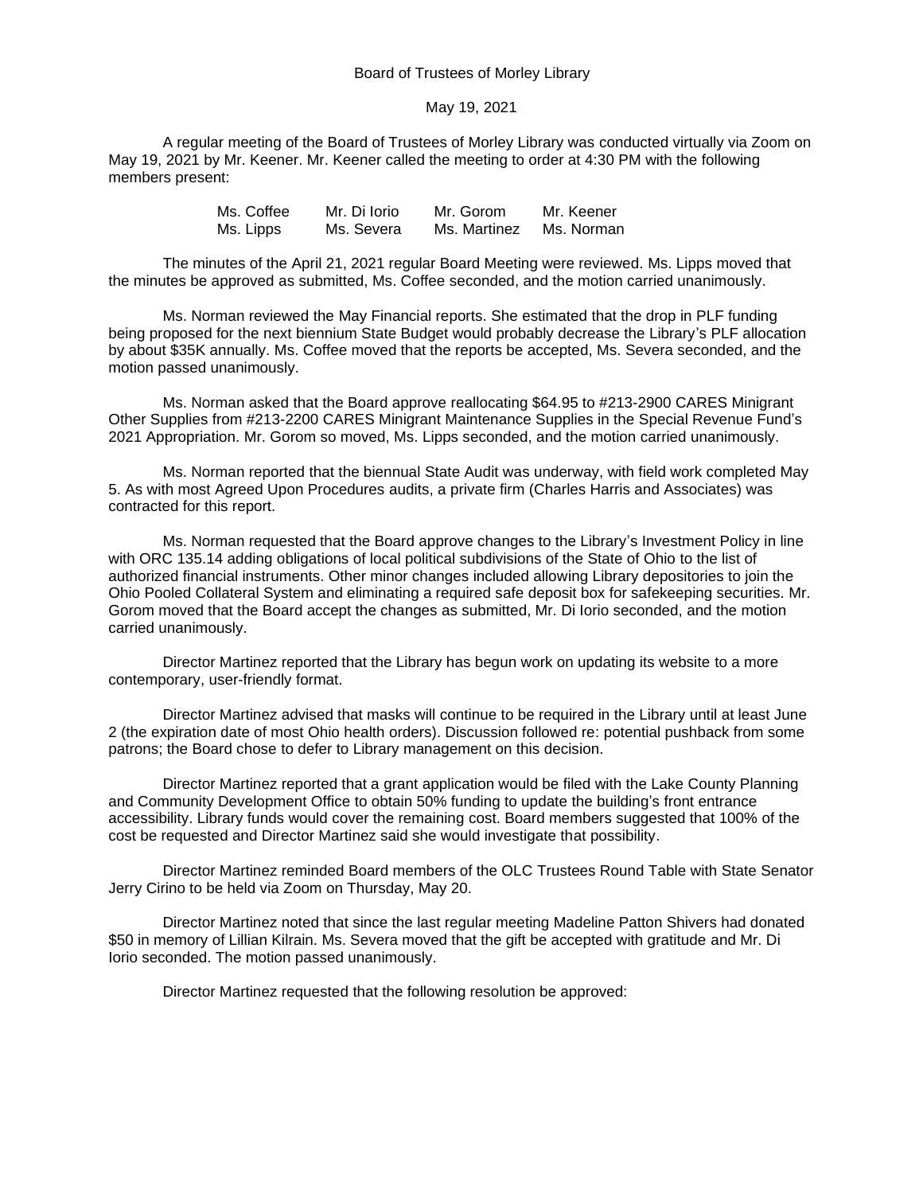Board of Trustees of Morley Library

May 19, 2021

A regular meeting of the Board of Trustees of Morley Library was conducted virtually via Zoom on May 19, 2021 by Mr. Keener. Mr. Keener called the meeting to order at 4:30 PM with the following members present:

| | | | |
|---|---|---|---|
| Ms. Coffee | Mr. Di Iorio | Mr. Gorom | Mr. Keener |
| Ms. Lipps | Ms. Severa | Ms. Martinez | Ms. Norman |

The minutes of the April 21, 2021 regular Board Meeting were reviewed. Ms. Lipps moved that the minutes be approved as submitted, Ms. Coffee seconded, and the motion carried unanimously.

Ms. Norman reviewed the May Financial reports. She estimated that the drop in PLF funding being proposed for the next biennium State Budget would probably decrease the Library's PLF allocation by about $35K annually. Ms. Coffee moved that the reports be accepted, Ms. Severa seconded, and the motion passed unanimously.

Ms. Norman asked that the Board approve reallocating $64.95 to #213-2900 CARES Minigrant Other Supplies from #213-2200 CARES Minigrant Maintenance Supplies in the Special Revenue Fund's 2021 Appropriation. Mr. Gorom so moved, Ms. Lipps seconded, and the motion carried unanimously.

Ms. Norman reported that the biennual State Audit was underway, with field work completed May 5. As with most Agreed Upon Procedures audits, a private firm (Charles Harris and Associates) was contracted for this report.

Ms. Norman requested that the Board approve changes to the Library's Investment Policy in line with ORC 135.14 adding obligations of local political subdivisions of the State of Ohio to the list of authorized financial instruments. Other minor changes included allowing Library depositories to join the Ohio Pooled Collateral System and eliminating a required safe deposit box for safekeeping securities. Mr. Gorom moved that the Board accept the changes as submitted, Mr. Di Iorio seconded, and the motion carried unanimously.

Director Martinez reported that the Library has begun work on updating its website to a more contemporary, user-friendly format.

Director Martinez advised that masks will continue to be required in the Library until at least June 2 (the expiration date of most Ohio health orders). Discussion followed re: potential pushback from some patrons; the Board chose to defer to Library management on this decision.

Director Martinez reported that a grant application would be filed with the Lake County Planning and Community Development Office to obtain 50% funding to update the building's front entrance accessibility. Library funds would cover the remaining cost. Board members suggested that 100% of the cost be requested and Director Martinez said she would investigate that possibility.

Director Martinez reminded Board members of the OLC Trustees Round Table with State Senator Jerry Cirino to be held via Zoom on Thursday, May 20.

Director Martinez noted that since the last regular meeting Madeline Patton Shivers had donated $50 in memory of Lillian Kilrain. Ms. Severa moved that the gift be accepted with gratitude and Mr. Di Iorio seconded. The motion passed unanimously.

Director Martinez requested that the following resolution be approved: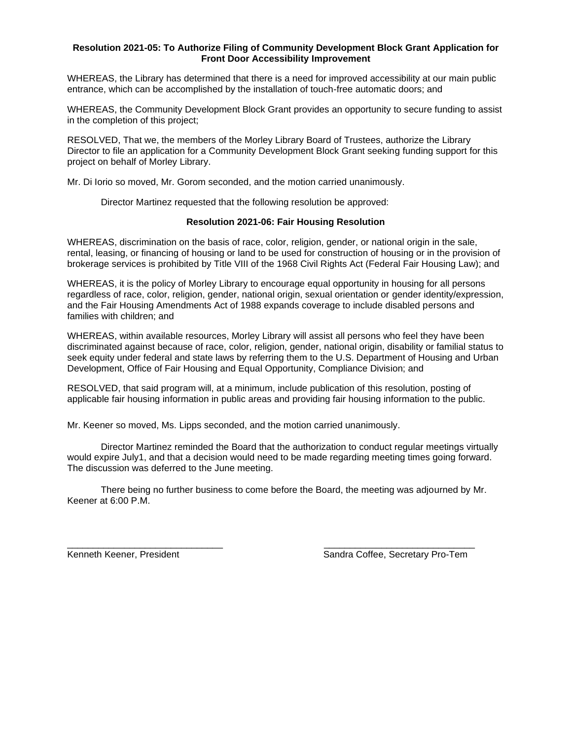**Resolution 2021-05: To Authorize Filing of Community Development Block Grant Application for Front Door Accessibility Improvement**

WHEREAS, the Library has determined that there is a need for improved accessibility at our main public entrance, which can be accomplished by the installation of touch-free automatic doors; and

WHEREAS, the Community Development Block Grant provides an opportunity to secure funding to assist in the completion of this project;

RESOLVED, That we, the members of the Morley Library Board of Trustees, authorize the Library Director to file an application for a Community Development Block Grant seeking funding support for this project on behalf of Morley Library.

Mr. Di Iorio so moved, Mr. Gorom seconded, and the motion carried unanimously.

Director Martinez requested that the following resolution be approved:

**Resolution 2021-06: Fair Housing Resolution**

WHEREAS, discrimination on the basis of race, color, religion, gender, or national origin in the sale, rental, leasing, or financing of housing or land to be used for construction of housing or in the provision of brokerage services is prohibited by Title VIII of the 1968 Civil Rights Act (Federal Fair Housing Law); and

WHEREAS, it is the policy of Morley Library to encourage equal opportunity in housing for all persons regardless of race, color, religion, gender, national origin, sexual orientation or gender identity/expression, and the Fair Housing Amendments Act of 1988 expands coverage to include disabled persons and families with children; and

WHEREAS, within available resources, Morley Library will assist all persons who feel they have been discriminated against because of race, color, religion, gender, national origin, disability or familial status to seek equity under federal and state laws by referring them to the U.S. Department of Housing and Urban Development, Office of Fair Housing and Equal Opportunity, Compliance Division; and

RESOLVED, that said program will, at a minimum, include publication of this resolution, posting of applicable fair housing information in public areas and providing fair housing information to the public.

Mr. Keener so moved, Ms. Lipps seconded, and the motion carried unanimously.

Director Martinez reminded the Board that the authorization to conduct regular meetings virtually would expire July1, and that a decision would need to be made regarding meeting times going forward. The discussion was deferred to the June meeting.

There being no further business to come before the Board, the meeting was adjourned by Mr. Keener at 6:00 P.M.

______________________________
Kenneth Keener, President

______________________________
Sandra Coffee, Secretary Pro-Tem